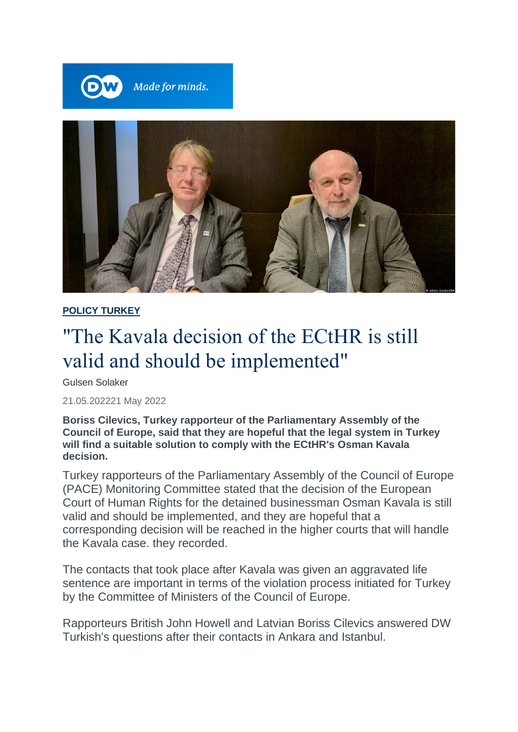POLICY TURKEY

# "The Kavala decision of the ECtHR is still valid and should be implemented"

Gulsen Solaker

21.05.202221 May 2022

**Boriss Cilevics, Turkey rapporteur of the Parliamentary Assembly of the Council of Europe, said that they are hopeful that the legal system in Turkey will find a suitable solution to comply with the ECtHR's Osman Kavala decision.**

Turkey rapporteurs of the Parliamentary Assembly of the Council of Europe (PACE) Monitoring Committee stated that the decision of the European Court of Human Rights for the detained businessman Osman Kavala is still valid and should be implemented, and they are hopeful that a corresponding decision will be reached in the higher courts that will handle the Kavala case. they recorded.

The contacts that took place after Kavala was given an aggravated life sentence are important in terms of the violation process initiated for Turkey by the Committee of Ministers of the Council of Europe.

Rapporteurs British John Howell and Latvian Boriss Cilevics answered DW Turkish's questions after their contacts in Ankara and Istanbul.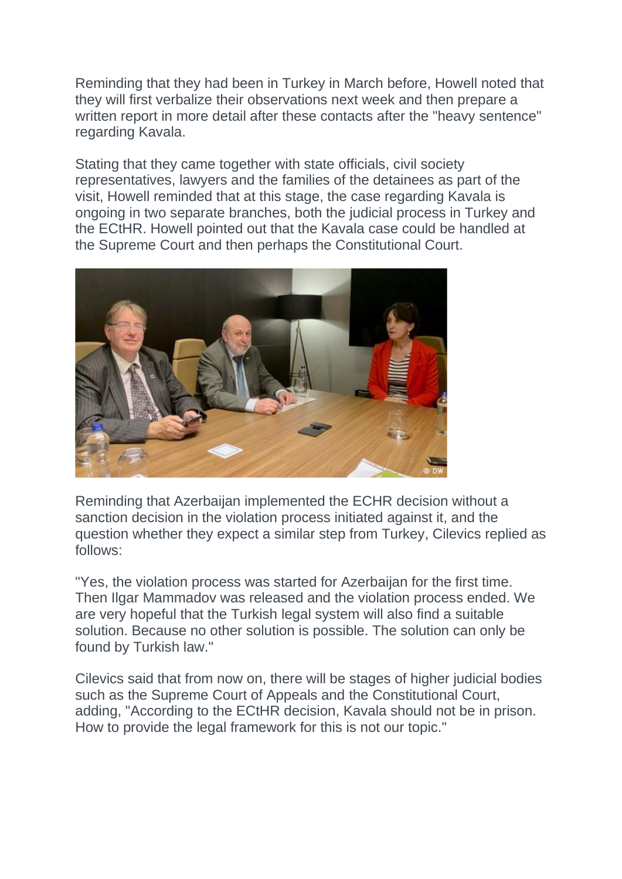Reminding that they had been in Turkey in March before, Howell noted that they will first verbalize their observations next week and then prepare a written report in more detail after these contacts after the "heavy sentence" regarding Kavala.

Stating that they came together with state officials, civil society representatives, lawyers and the families of the detainees as part of the visit, Howell reminded that at this stage, the case regarding Kavala is ongoing in two separate branches, both the judicial process in Turkey and the ECtHR. Howell pointed out that the Kavala case could be handled at the Supreme Court and then perhaps the Constitutional Court.

Reminding that Azerbaijan implemented the ECHR decision without a sanction decision in the violation process initiated against it, and the question whether they expect a similar step from Turkey, Cilevics replied as follows:

"Yes, the violation process was started for Azerbaijan for the first time. Then Ilgar Mammadov was released and the violation process ended. We are very hopeful that the Turkish legal system will also find a suitable solution. Because no other solution is possible. The solution can only be found by Turkish law."

Cilevics said that from now on, there will be stages of higher judicial bodies such as the Supreme Court of Appeals and the Constitutional Court, adding, "According to the ECtHR decision, Kavala should not be in prison. How to provide the legal framework for this is not our topic."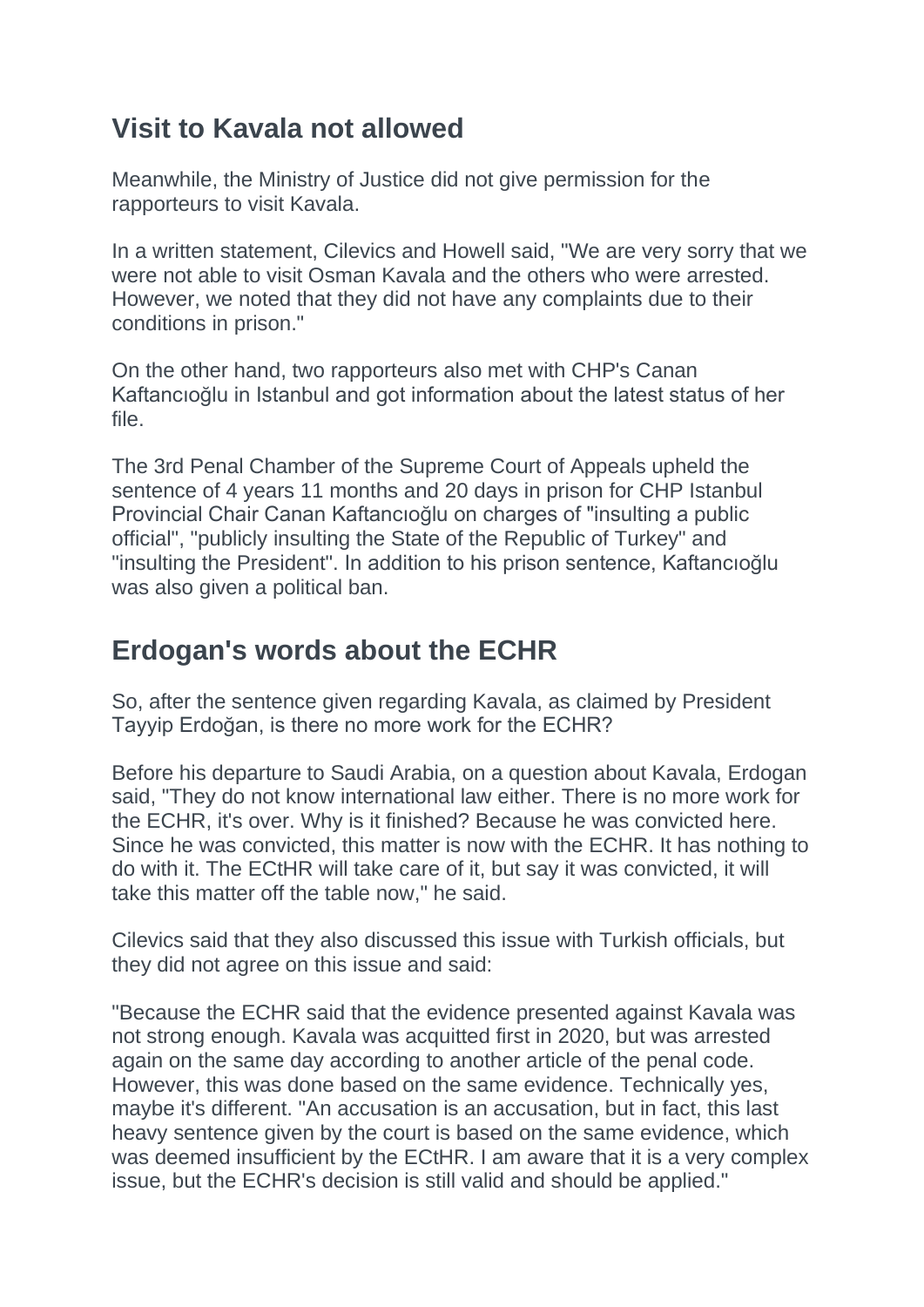## Visit to Kavala not allowed

Meanwhile, the Ministry of Justice did not give permission for the rapporteurs to visit Kavala.

In a written statement, Cilevics and Howell said, "We are very sorry that we were not able to visit Osman Kavala and the others who were arrested. However, we noted that they did not have any complaints due to their conditions in prison."

On the other hand, two rapporteurs also met with CHP's Canan Kaftancıoğlu in Istanbul and got information about the latest status of her file.

The 3rd Penal Chamber of the Supreme Court of Appeals upheld the sentence of 4 years 11 months and 20 days in prison for CHP Istanbul Provincial Chair Canan Kaftancıoğlu on charges of "insulting a public official", "publicly insulting the State of the Republic of Turkey" and "insulting the President". In addition to his prison sentence, Kaftancıoğlu was also given a political ban.

## Erdogan's words about the ECHR

So, after the sentence given regarding Kavala, as claimed by President Tayyip Erdoğan, is there no more work for the ECHR?

Before his departure to Saudi Arabia, on a question about Kavala, Erdogan said, "They do not know international law either. There is no more work for the ECHR, it's over. Why is it finished? Because he was convicted here. Since he was convicted, this matter is now with the ECHR. It has nothing to do with it. The ECtHR will take care of it, but say it was convicted, it will take this matter off the table now," he said.

Cilevics said that they also discussed this issue with Turkish officials, but they did not agree on this issue and said:

"Because the ECHR said that the evidence presented against Kavala was not strong enough. Kavala was acquitted first in 2020, but was arrested again on the same day according to another article of the penal code. However, this was done based on the same evidence. Technically yes, maybe it's different. "An accusation is an accusation, but in fact, this last heavy sentence given by the court is based on the same evidence, which was deemed insufficient by the ECtHR. I am aware that it is a very complex issue, but the ECHR's decision is still valid and should be applied."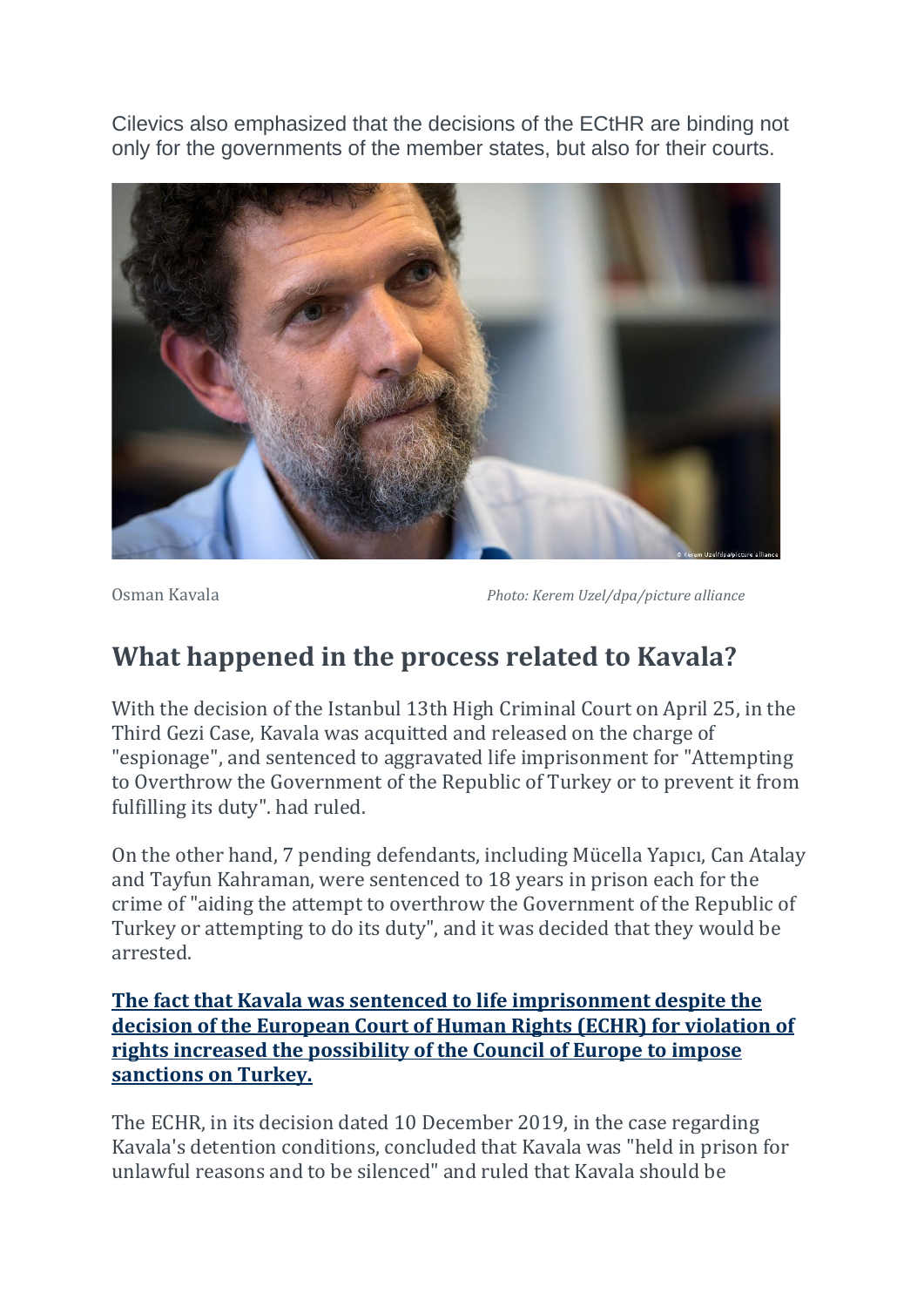Cilevics also emphasized that the decisions of the ECtHR are binding not only for the governments of the member states, but also for their courts.

Osman Kavala *Photo: Kerem Uzel/dpa/picture alliance*

## What happened in the process related to Kavala?

With the decision of the Istanbul 13th High Criminal Court on April 25, in the Third Gezi Case, Kavala was acquitted and released on the charge of "espionage", and sentenced to aggravated life imprisonment for "Attempting to Overthrow the Government of the Republic of Turkey or to prevent it from fulfilling its duty". had ruled.

On the other hand, 7 pending defendants, including Mücella Yapıcı, Can Atalay and Tayfun Kahraman, were sentenced to 18 years in prison each for the crime of "aiding the attempt to overthrow the Government of the Republic of Turkey or attempting to do its duty", and it was decided that they would be arrested.

**The fact that Kavala was sentenced to life imprisonment despite the decision of the European Court of Human Rights (ECHR) for violation of rights increased the possibility of the Council of Europe to impose sanctions on Turkey.**

The ECHR, in its decision dated 10 December 2019, in the case regarding Kavala's detention conditions, concluded that Kavala was "held in prison for unlawful reasons and to be silenced" and ruled that Kavala should be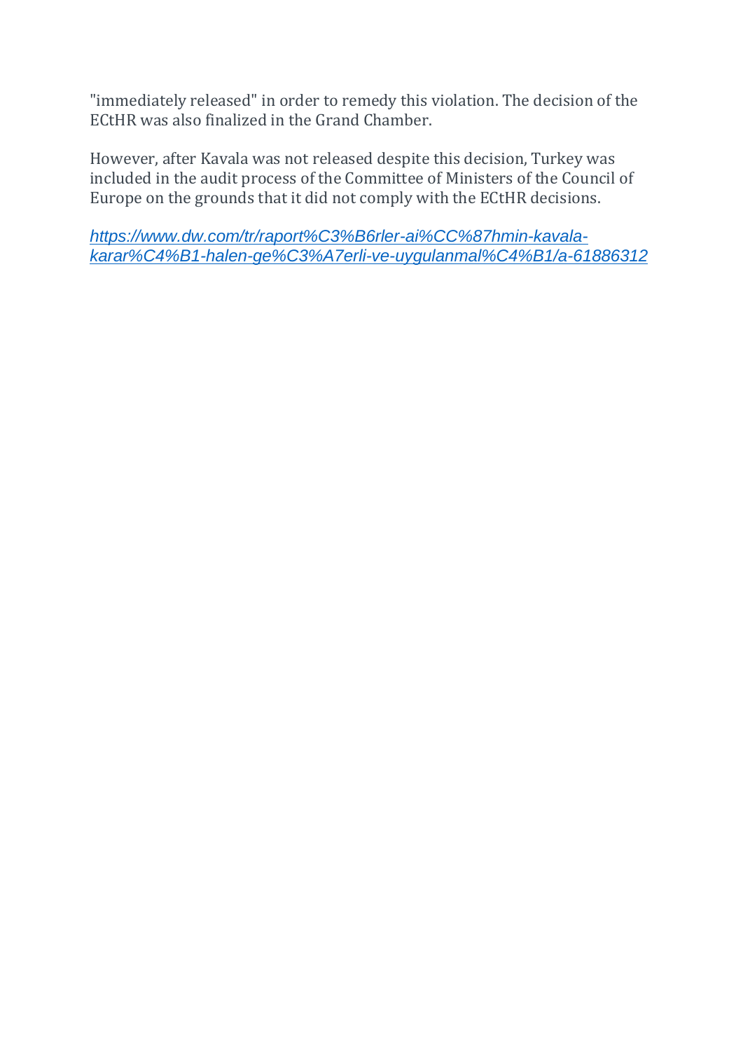"immediately released" in order to remedy this violation. The decision of the ECtHR was also finalized in the Grand Chamber.

However, after Kavala was not released despite this decision, Turkey was included in the audit process of the Committee of Ministers of the Council of Europe on the grounds that it did not comply with the ECtHR decisions.

*https://www.dw.com/tr/raport%C3%B6rler-ai%CC%87hmin-kavala-karar%C4%B1-halen-ge%C3%A7erli-ve-uygulanmal%C4%B1/a-61886312*